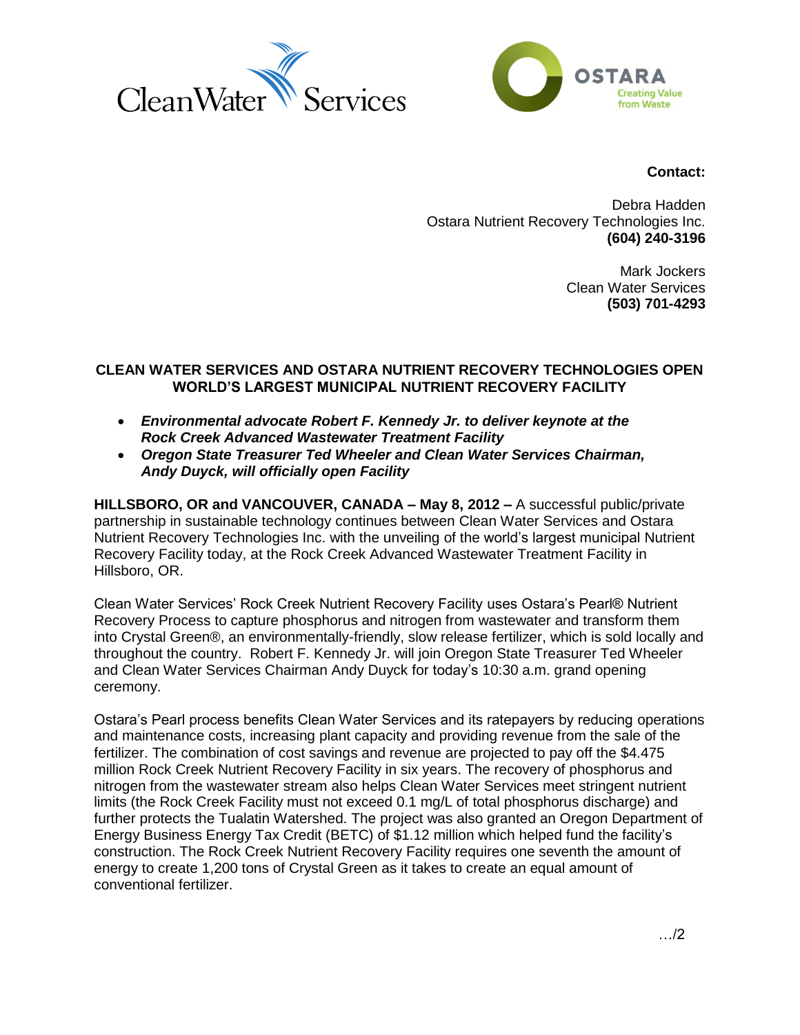Clean Water Services

OSTARA
Creating Value from Waste

**Contact:**

Debra Hadden
Ostara Nutrient Recovery Technologies Inc.
**(604) 240-3196**

Mark Jockers
Clean Water Services
**(503) 701-4293**

# CLEAN WATER SERVICES AND OSTARA NUTRIENT RECOVERY TECHNOLOGIES OPEN WORLD'S LARGEST MUNICIPAL NUTRIENT RECOVERY FACILITY

- ***Environmental advocate Robert F. Kennedy Jr. to deliver keynote at the Rock Creek Advanced Wastewater Treatment Facility***
- ***Oregon State Treasurer Ted Wheeler and Clean Water Services Chairman, Andy Duyck, will officially open Facility***

**HILLSBORO, OR and VANCOUVER, CANADA – May 8, 2012 –** A successful public/private partnership in sustainable technology continues between Clean Water Services and Ostara Nutrient Recovery Technologies Inc. with the unveiling of the world's largest municipal Nutrient Recovery Facility today, at the Rock Creek Advanced Wastewater Treatment Facility in Hillsboro, OR.

Clean Water Services' Rock Creek Nutrient Recovery Facility uses Ostara's Pearl® Nutrient Recovery Process to capture phosphorus and nitrogen from wastewater and transform them into Crystal Green®, an environmentally-friendly, slow release fertilizer, which is sold locally and throughout the country. Robert F. Kennedy Jr. will join Oregon State Treasurer Ted Wheeler and Clean Water Services Chairman Andy Duyck for today's 10:30 a.m. grand opening ceremony.

Ostara's Pearl process benefits Clean Water Services and its ratepayers by reducing operations and maintenance costs, increasing plant capacity and providing revenue from the sale of the fertilizer. The combination of cost savings and revenue are projected to pay off the $4.475 million Rock Creek Nutrient Recovery Facility in six years. The recovery of phosphorus and nitrogen from the wastewater stream also helps Clean Water Services meet stringent nutrient limits (the Rock Creek Facility must not exceed 0.1 mg/L of total phosphorus discharge) and further protects the Tualatin Watershed. The project was also granted an Oregon Department of Energy Business Energy Tax Credit (BETC) of $1.12 million which helped fund the facility's construction. The Rock Creek Nutrient Recovery Facility requires one seventh the amount of energy to create 1,200 tons of Crystal Green as it takes to create an equal amount of conventional fertilizer.

…/2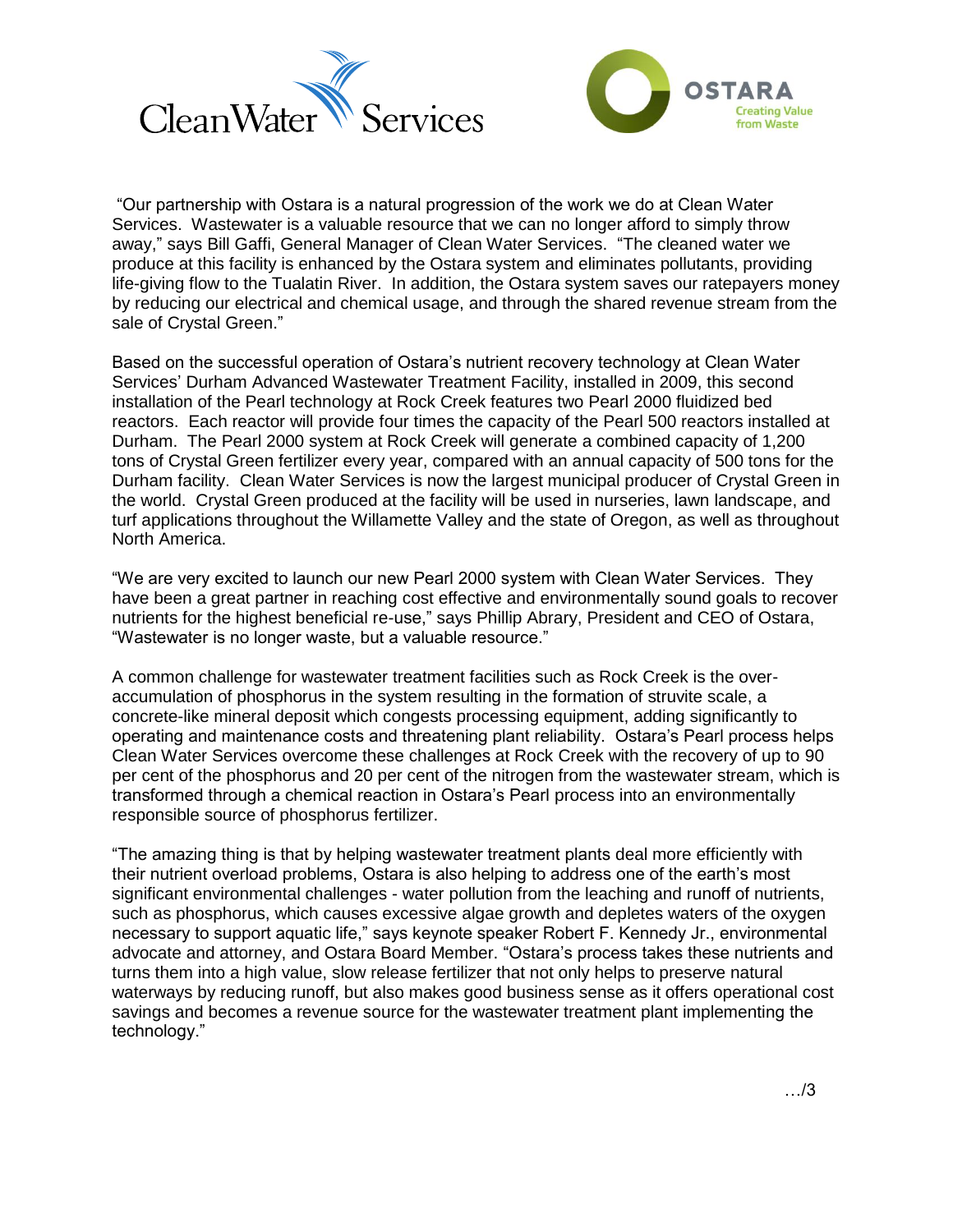"Our partnership with Ostara is a natural progression of the work we do at Clean Water Services. Wastewater is a valuable resource that we can no longer afford to simply throw away," says Bill Gaffi, General Manager of Clean Water Services. "The cleaned water we produce at this facility is enhanced by the Ostara system and eliminates pollutants, providing life-giving flow to the Tualatin River. In addition, the Ostara system saves our ratepayers money by reducing our electrical and chemical usage, and through the shared revenue stream from the sale of Crystal Green."

Based on the successful operation of Ostara's nutrient recovery technology at Clean Water Services' Durham Advanced Wastewater Treatment Facility, installed in 2009, this second installation of the Pearl technology at Rock Creek features two Pearl 2000 fluidized bed reactors. Each reactor will provide four times the capacity of the Pearl 500 reactors installed at Durham. The Pearl 2000 system at Rock Creek will generate a combined capacity of 1,200 tons of Crystal Green fertilizer every year, compared with an annual capacity of 500 tons for the Durham facility. Clean Water Services is now the largest municipal producer of Crystal Green in the world. Crystal Green produced at the facility will be used in nurseries, lawn landscape, and turf applications throughout the Willamette Valley and the state of Oregon, as well as throughout North America.

"We are very excited to launch our new Pearl 2000 system with Clean Water Services. They have been a great partner in reaching cost effective and environmentally sound goals to recover nutrients for the highest beneficial re-use," says Phillip Abrary, President and CEO of Ostara, "Wastewater is no longer waste, but a valuable resource."

A common challenge for wastewater treatment facilities such as Rock Creek is the over-accumulation of phosphorus in the system resulting in the formation of struvite scale, a concrete-like mineral deposit which congests processing equipment, adding significantly to operating and maintenance costs and threatening plant reliability. Ostara's Pearl process helps Clean Water Services overcome these challenges at Rock Creek with the recovery of up to 90 per cent of the phosphorus and 20 per cent of the nitrogen from the wastewater stream, which is transformed through a chemical reaction in Ostara's Pearl process into an environmentally responsible source of phosphorus fertilizer.

"The amazing thing is that by helping wastewater treatment plants deal more efficiently with their nutrient overload problems, Ostara is also helping to address one of the earth's most significant environmental challenges - water pollution from the leaching and runoff of nutrients, such as phosphorus, which causes excessive algae growth and depletes waters of the oxygen necessary to support aquatic life," says keynote speaker Robert F. Kennedy Jr., environmental advocate and attorney, and Ostara Board Member. "Ostara's process takes these nutrients and turns them into a high value, slow release fertilizer that not only helps to preserve natural waterways by reducing runoff, but also makes good business sense as it offers operational cost savings and becomes a revenue source for the wastewater treatment plant implementing the technology."

…/3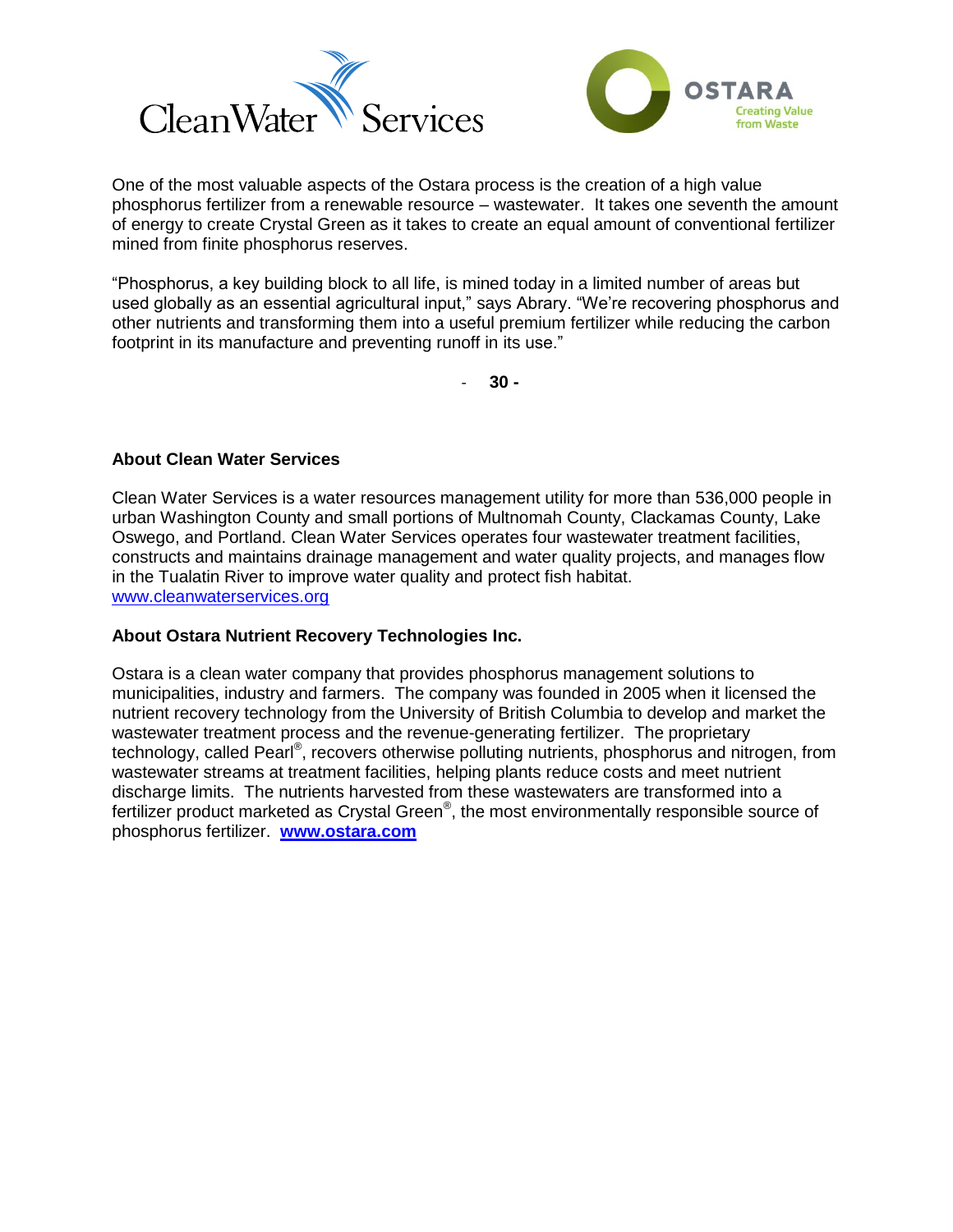One of the most valuable aspects of the Ostara process is the creation of a high value phosphorus fertilizer from a renewable resource – wastewater. It takes one seventh the amount of energy to create Crystal Green as it takes to create an equal amount of conventional fertilizer mined from finite phosphorus reserves.

"Phosphorus, a key building block to all life, is mined today in a limited number of areas but used globally as an essential agricultural input," says Abrary. "We're recovering phosphorus and other nutrients and transforming them into a useful premium fertilizer while reducing the carbon footprint in its manufacture and preventing runoff in its use."

- **30 -**

**About Clean Water Services**

Clean Water Services is a water resources management utility for more than 536,000 people in urban Washington County and small portions of Multnomah County, Clackamas County, Lake Oswego, and Portland. Clean Water Services operates four wastewater treatment facilities, constructs and maintains drainage management and water quality projects, and manages flow in the Tualatin River to improve water quality and protect fish habitat.
www.cleanwaterservices.org

**About Ostara Nutrient Recovery Technologies Inc.**

Ostara is a clean water company that provides phosphorus management solutions to municipalities, industry and farmers. The company was founded in 2005 when it licensed the nutrient recovery technology from the University of British Columbia to develop and market the wastewater treatment process and the revenue-generating fertilizer. The proprietary technology, called Pearl®, recovers otherwise polluting nutrients, phosphorus and nitrogen, from wastewater streams at treatment facilities, helping plants reduce costs and meet nutrient discharge limits. The nutrients harvested from these wastewaters are transformed into a fertilizer product marketed as Crystal Green®, the most environmentally responsible source of phosphorus fertilizer. **www.ostara.com**